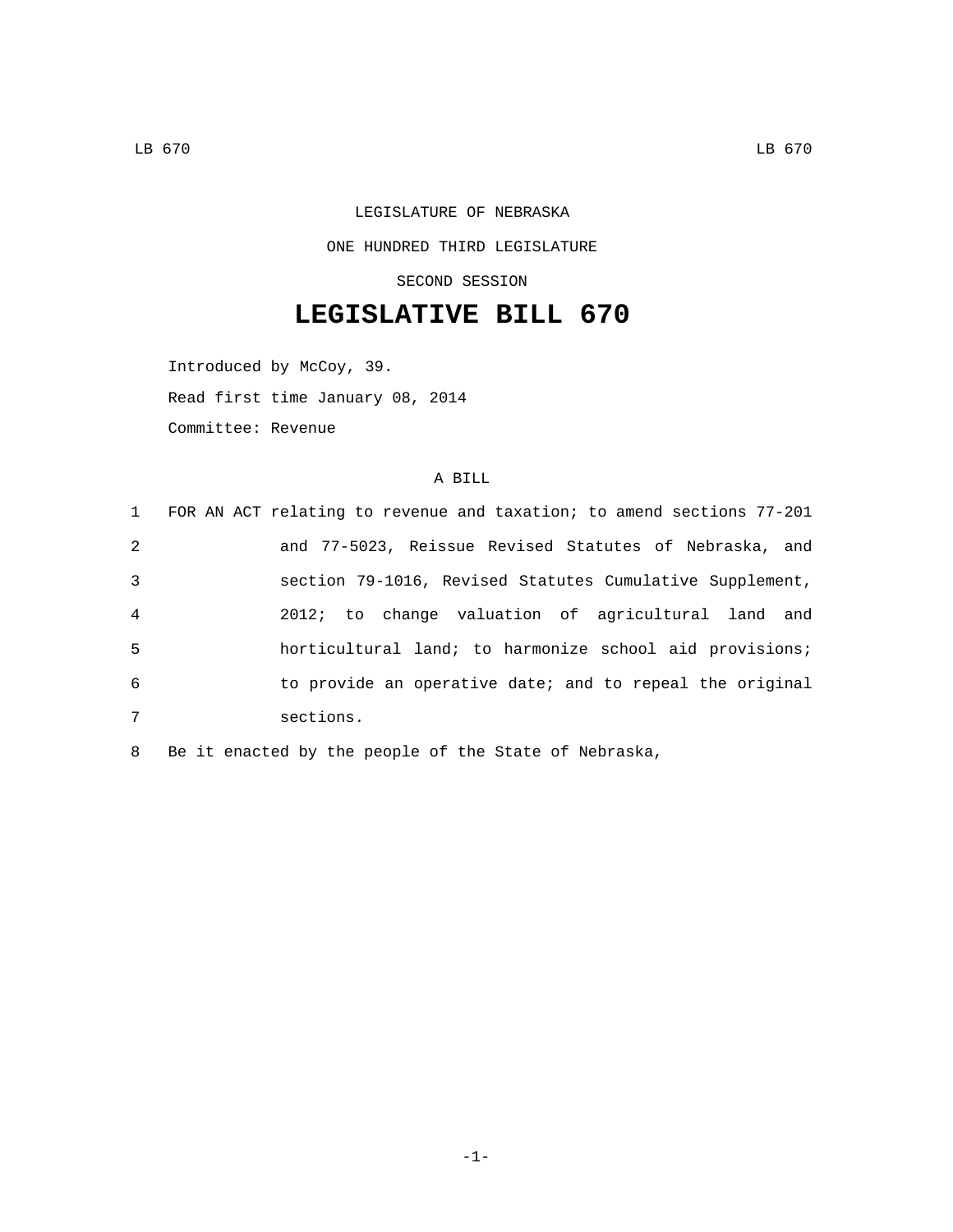LEGISLATURE OF NEBRASKA

ONE HUNDRED THIRD LEGISLATURE

SECOND SESSION

# LEGISLATIVE BILL 670

Introduced by McCoy, 39.

Read first time January 08, 2014

Committee: Revenue

A BILL

1 FOR AN ACT relating to revenue and taxation; to amend sections 77-201
2 and 77-5023, Reissue Revised Statutes of Nebraska, and
3 section 79-1016, Revised Statutes Cumulative Supplement,
4 2012; to change valuation of agricultural land and
5 horticultural land; to harmonize school aid provisions;
6 to provide an operative date; and to repeal the original
7 sections.

8 Be it enacted by the people of the State of Nebraska,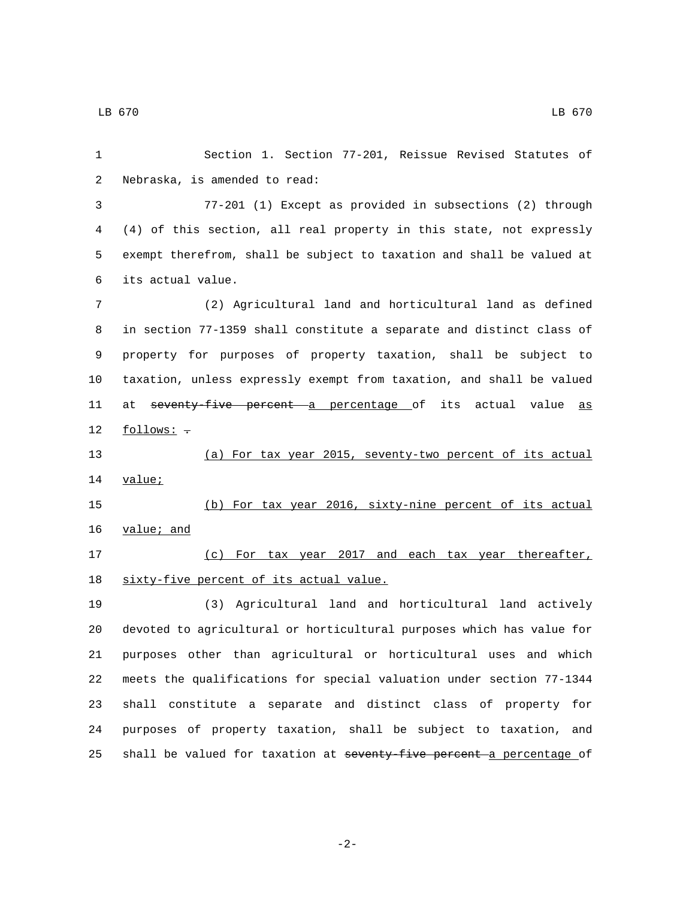Section 1. Section 77-201, Reissue Revised Statutes of Nebraska, is amended to read:

77-201 (1) Except as provided in subsections (2) through (4) of this section, all real property in this state, not expressly exempt therefrom, shall be subject to taxation and shall be valued at its actual value.

(2) Agricultural land and horticultural land as defined in section 77-1359 shall constitute a separate and distinct class of property for purposes of property taxation, shall be subject to taxation, unless expressly exempt from taxation, and shall be valued at ~~seventy-five percent~~ a percentage of its actual value as follows: ~~.~~

(a) For tax year 2015, seventy-two percent of its actual value;

(b) For tax year 2016, sixty-nine percent of its actual value; and

(c) For tax year 2017 and each tax year thereafter, sixty-five percent of its actual value.

(3) Agricultural land and horticultural land actively devoted to agricultural or horticultural purposes which has value for purposes other than agricultural or horticultural uses and which meets the qualifications for special valuation under section 77-1344 shall constitute a separate and distinct class of property for purposes of property taxation, shall be subject to taxation, and shall be valued for taxation at ~~seventy-five percent~~ a percentage of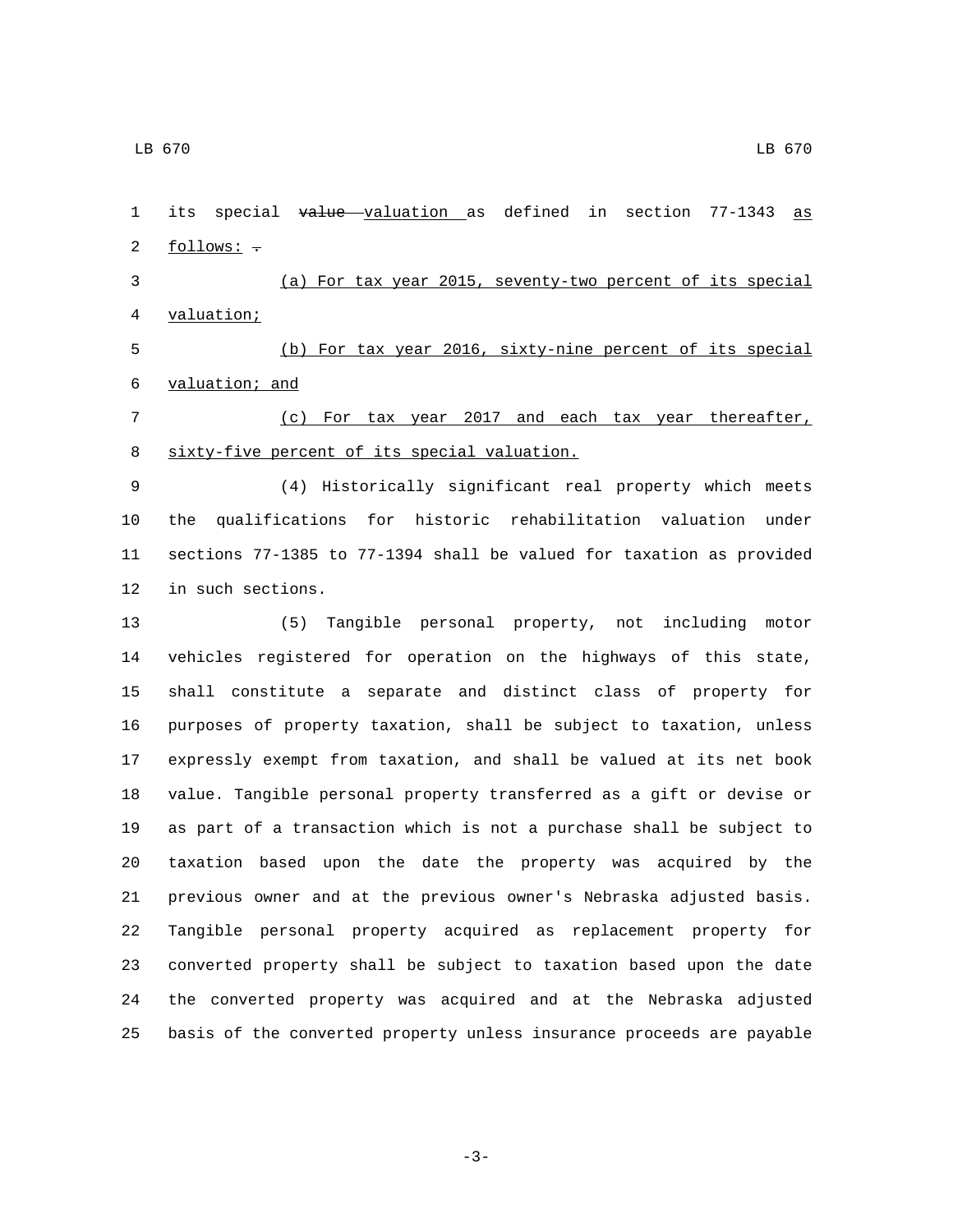its special ~~value~~ valuation as defined in section 77-1343 as follows: ~~.~~

(a) For tax year 2015, seventy-two percent of its special valuation;

(b) For tax year 2016, sixty-nine percent of its special valuation; and

(c) For tax year 2017 and each tax year thereafter, sixty-five percent of its special valuation.

(4) Historically significant real property which meets the qualifications for historic rehabilitation valuation under sections 77-1385 to 77-1394 shall be valued for taxation as provided in such sections.

(5) Tangible personal property, not including motor vehicles registered for operation on the highways of this state, shall constitute a separate and distinct class of property for purposes of property taxation, shall be subject to taxation, unless expressly exempt from taxation, and shall be valued at its net book value. Tangible personal property transferred as a gift or devise or as part of a transaction which is not a purchase shall be subject to taxation based upon the date the property was acquired by the previous owner and at the previous owner's Nebraska adjusted basis. Tangible personal property acquired as replacement property for converted property shall be subject to taxation based upon the date the converted property was acquired and at the Nebraska adjusted basis of the converted property unless insurance proceeds are payable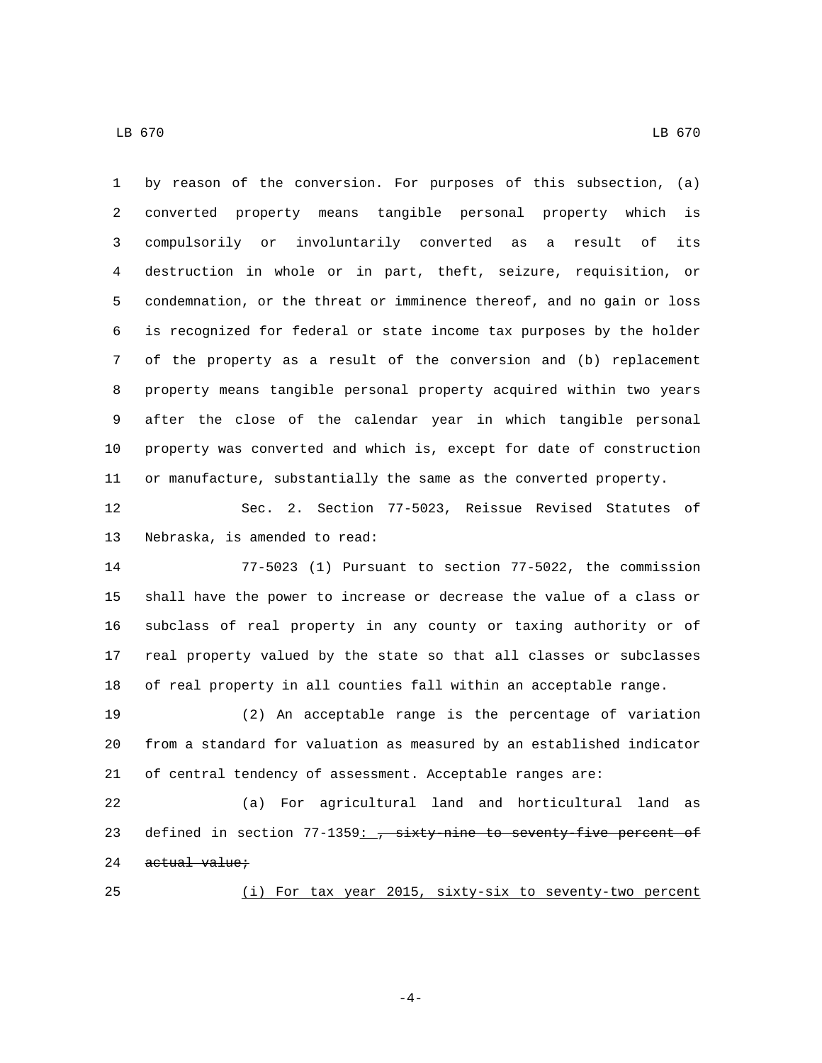by reason of the conversion. For purposes of this subsection, (a) converted property means tangible personal property which is compulsorily or involuntarily converted as a result of its destruction in whole or in part, theft, seizure, requisition, or condemnation, or the threat or imminence thereof, and no gain or loss is recognized for federal or state income tax purposes by the holder of the property as a result of the conversion and (b) replacement property means tangible personal property acquired within two years after the close of the calendar year in which tangible personal property was converted and which is, except for date of construction or manufacture, substantially the same as the converted property.

Sec. 2. Section 77-5023, Reissue Revised Statutes of Nebraska, is amended to read:

77-5023 (1) Pursuant to section 77-5022, the commission shall have the power to increase or decrease the value of a class or subclass of real property in any county or taxing authority or of real property valued by the state so that all classes or subclasses of real property in all counties fall within an acceptable range.

(2) An acceptable range is the percentage of variation from a standard for valuation as measured by an established indicator of central tendency of assessment. Acceptable ranges are:

(a) For agricultural land and horticultural land as defined in section 77-1359: ~~, sixty-nine to seventy-five percent of actual value;~~

(i) For tax year 2015, sixty-six to seventy-two percent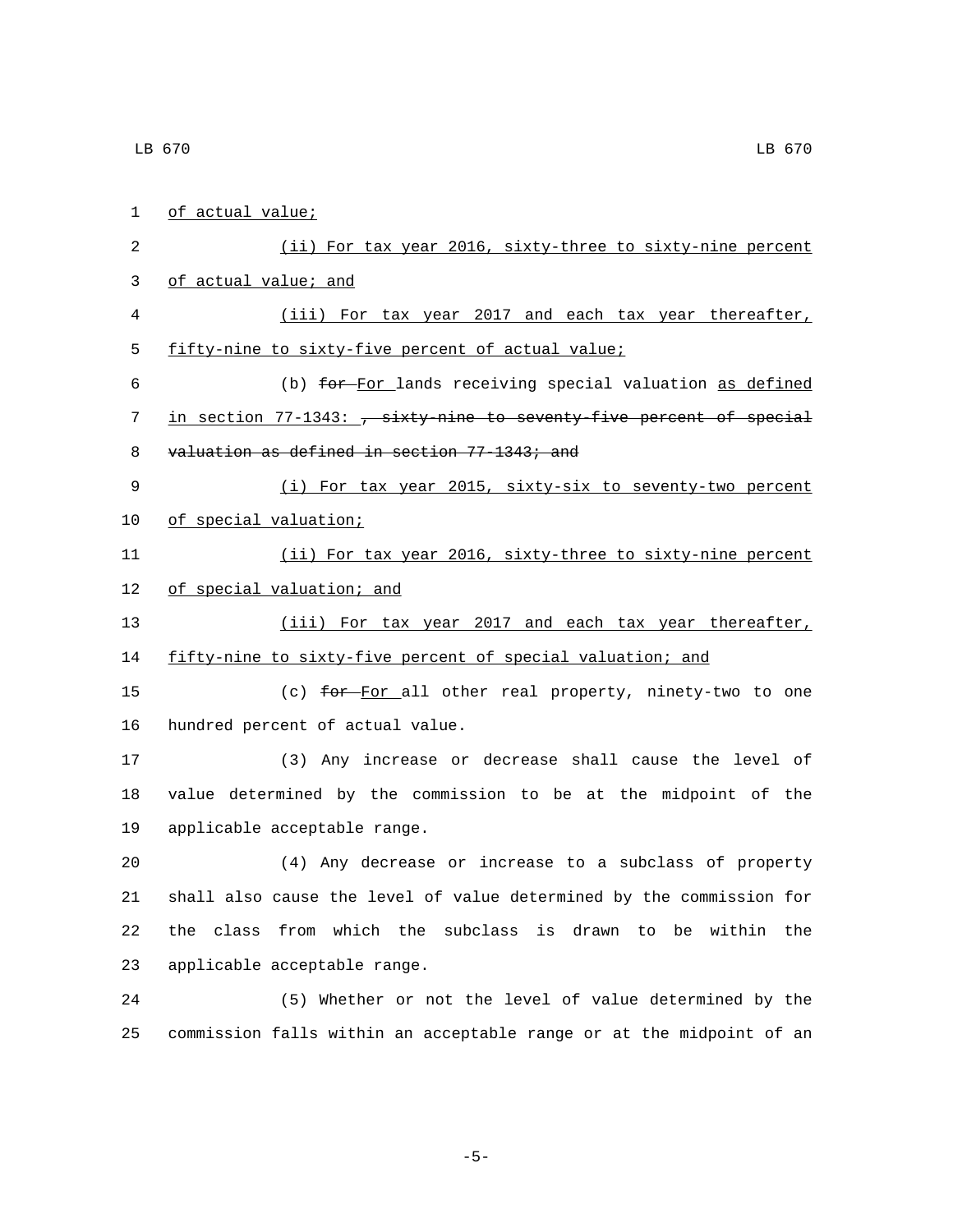of actual value;

(ii) For tax year 2016, sixty-three to sixty-nine percent of actual value; and

(iii) For tax year 2017 and each tax year thereafter, fifty-nine to sixty-five percent of actual value;

(b) ~~for~~ For lands receiving special valuation as defined in section 77-1343: ~~, sixty-nine to seventy-five percent of special valuation as defined in section 77-1343; and~~

(i) For tax year 2015, sixty-six to seventy-two percent of special valuation;

(ii) For tax year 2016, sixty-three to sixty-nine percent of special valuation; and

(iii) For tax year 2017 and each tax year thereafter, fifty-nine to sixty-five percent of special valuation; and

(c) ~~for~~ For all other real property, ninety-two to one hundred percent of actual value.

(3) Any increase or decrease shall cause the level of value determined by the commission to be at the midpoint of the applicable acceptable range.

(4) Any decrease or increase to a subclass of property shall also cause the level of value determined by the commission for the class from which the subclass is drawn to be within the applicable acceptable range.

(5) Whether or not the level of value determined by the commission falls within an acceptable range or at the midpoint of an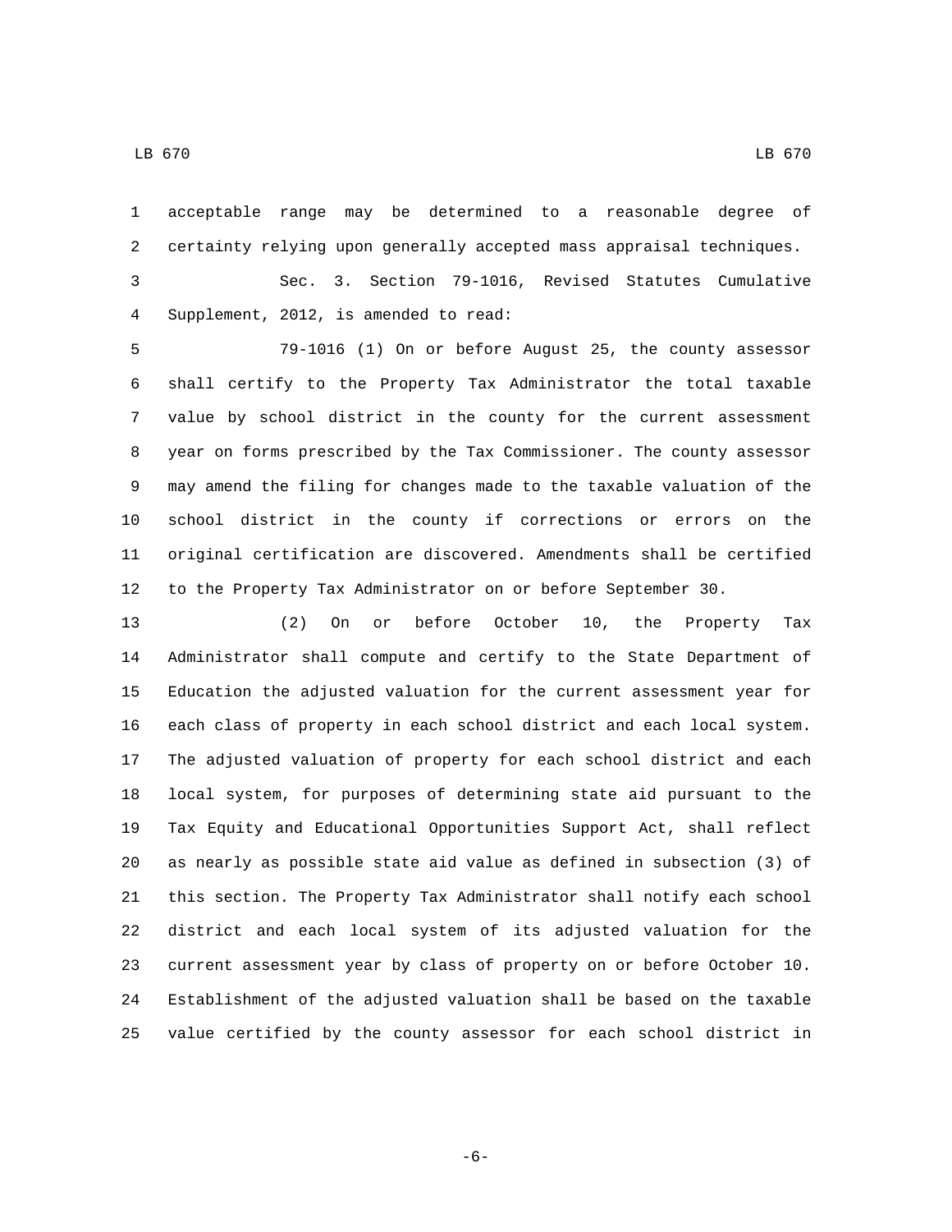acceptable range may be determined to a reasonable degree of certainty relying upon generally accepted mass appraisal techniques.

Sec. 3. Section 79-1016, Revised Statutes Cumulative Supplement, 2012, is amended to read:

79-1016 (1) On or before August 25, the county assessor shall certify to the Property Tax Administrator the total taxable value by school district in the county for the current assessment year on forms prescribed by the Tax Commissioner. The county assessor may amend the filing for changes made to the taxable valuation of the school district in the county if corrections or errors on the original certification are discovered. Amendments shall be certified to the Property Tax Administrator on or before September 30.

(2) On or before October 10, the Property Tax Administrator shall compute and certify to the State Department of Education the adjusted valuation for the current assessment year for each class of property in each school district and each local system. The adjusted valuation of property for each school district and each local system, for purposes of determining state aid pursuant to the Tax Equity and Educational Opportunities Support Act, shall reflect as nearly as possible state aid value as defined in subsection (3) of this section. The Property Tax Administrator shall notify each school district and each local system of its adjusted valuation for the current assessment year by class of property on or before October 10. Establishment of the adjusted valuation shall be based on the taxable value certified by the county assessor for each school district in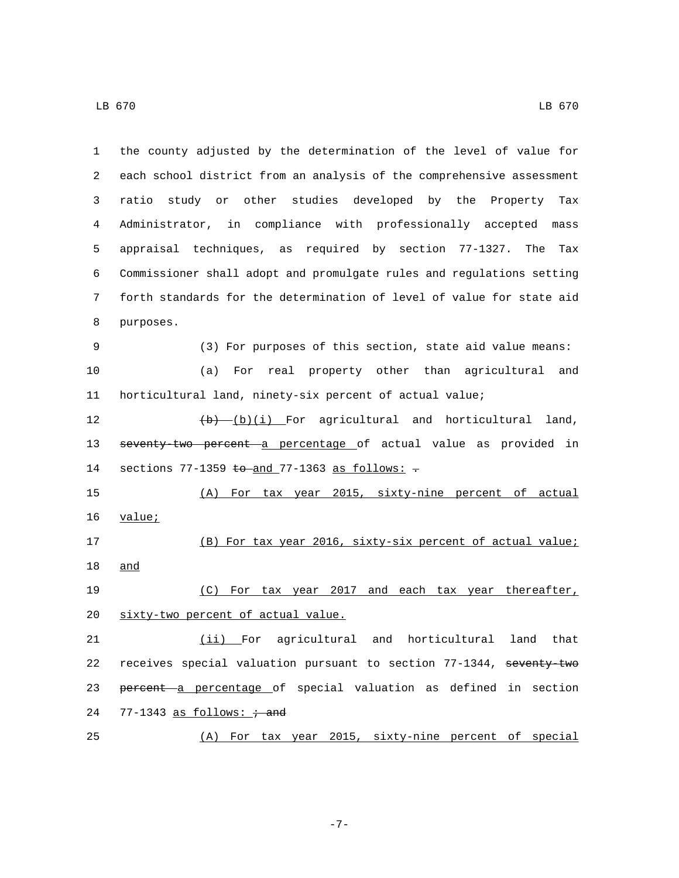the county adjusted by the determination of the level of value for each school district from an analysis of the comprehensive assessment ratio study or other studies developed by the Property Tax Administrator, in compliance with professionally accepted mass appraisal techniques, as required by section 77-1327. The Tax Commissioner shall adopt and promulgate rules and regulations setting forth standards for the determination of level of value for state aid purposes.

(3) For purposes of this section, state aid value means:

(a) For real property other than agricultural and horticultural land, ninety-six percent of actual value;

~~(b)~~ (b)(i) For agricultural and horticultural land, ~~seventy-two percent~~ a percentage of actual value as provided in sections 77-1359 ~~to~~ and 77-1363 as follows: ~~.~~

(A) For tax year 2015, sixty-nine percent of actual value;

(B) For tax year 2016, sixty-six percent of actual value; and

(C) For tax year 2017 and each tax year thereafter, sixty-two percent of actual value.

(ii) For agricultural and horticultural land that receives special valuation pursuant to section 77-1344, ~~seventy-two percent~~ a percentage of special valuation as defined in section 77-1343 as follows: ~~; and~~

(A) For tax year 2015, sixty-nine percent of special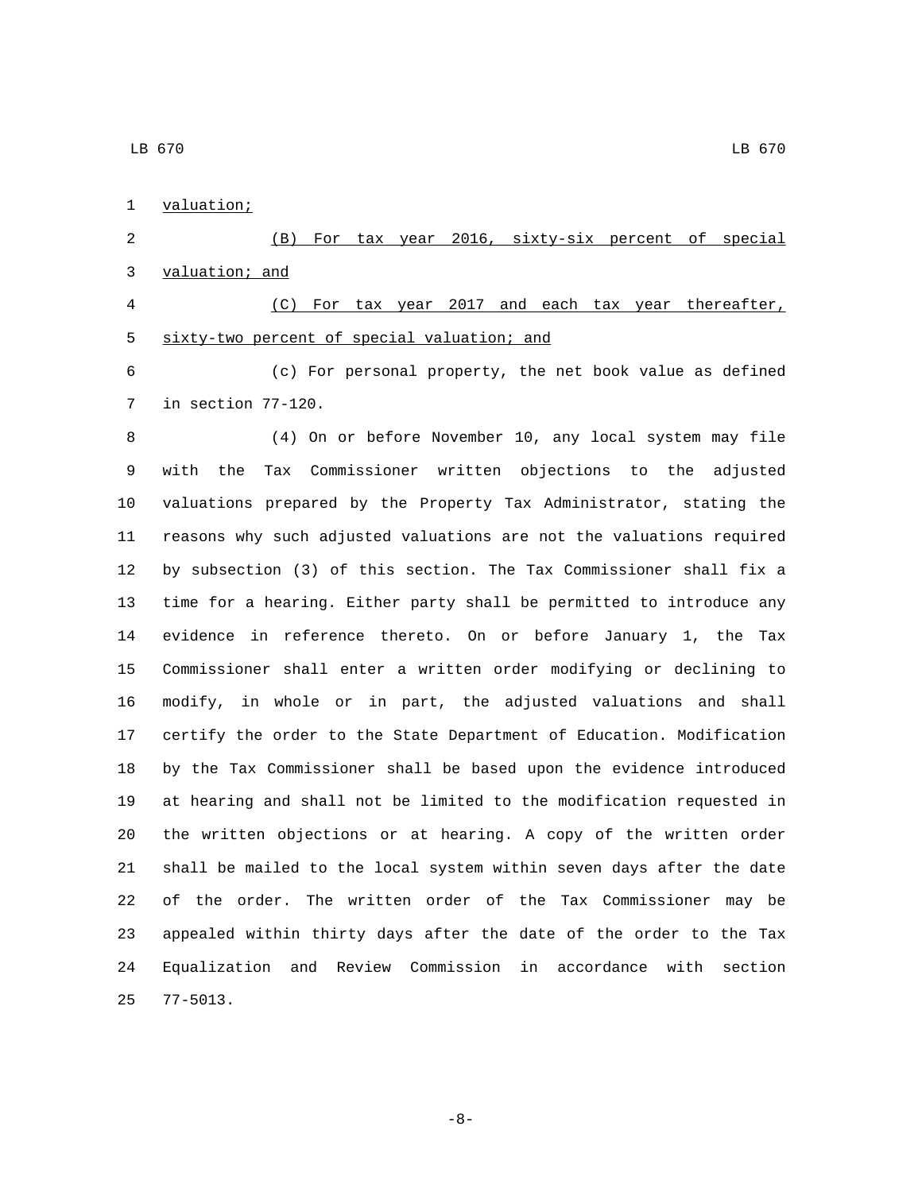valuation;

(B) For tax year 2016, sixty-six percent of special valuation; and

(C) For tax year 2017 and each tax year thereafter, sixty-two percent of special valuation; and

(c) For personal property, the net book value as defined in section 77-120.

(4) On or before November 10, any local system may file with the Tax Commissioner written objections to the adjusted valuations prepared by the Property Tax Administrator, stating the reasons why such adjusted valuations are not the valuations required by subsection (3) of this section. The Tax Commissioner shall fix a time for a hearing. Either party shall be permitted to introduce any evidence in reference thereto. On or before January 1, the Tax Commissioner shall enter a written order modifying or declining to modify, in whole or in part, the adjusted valuations and shall certify the order to the State Department of Education. Modification by the Tax Commissioner shall be based upon the evidence introduced at hearing and shall not be limited to the modification requested in the written objections or at hearing. A copy of the written order shall be mailed to the local system within seven days after the date of the order. The written order of the Tax Commissioner may be appealed within thirty days after the date of the order to the Tax Equalization and Review Commission in accordance with section 77-5013.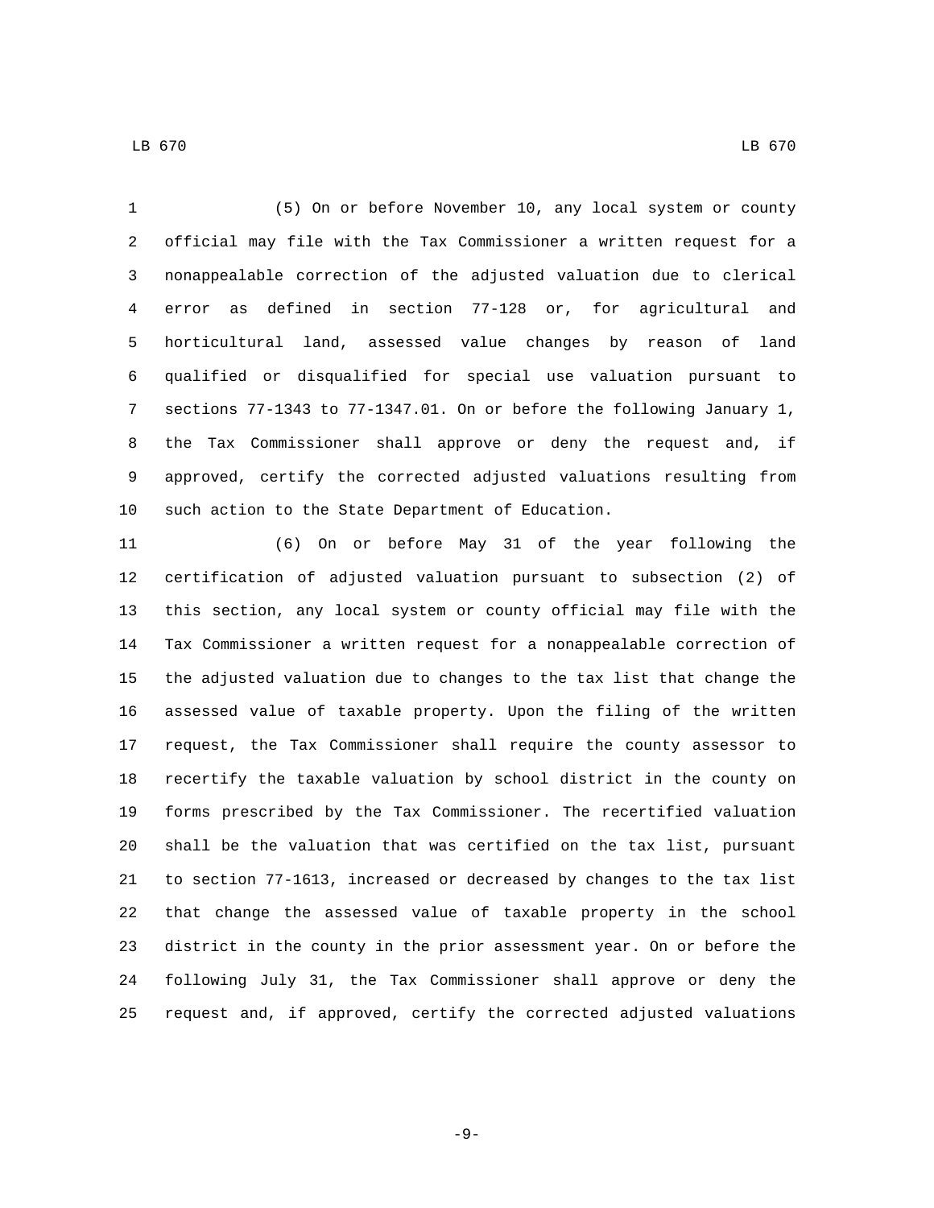(5) On or before November 10, any local system or county official may file with the Tax Commissioner a written request for a nonappealable correction of the adjusted valuation due to clerical error as defined in section 77-128 or, for agricultural and horticultural land, assessed value changes by reason of land qualified or disqualified for special use valuation pursuant to sections 77-1343 to 77-1347.01. On or before the following January 1, the Tax Commissioner shall approve or deny the request and, if approved, certify the corrected adjusted valuations resulting from such action to the State Department of Education.

(6) On or before May 31 of the year following the certification of adjusted valuation pursuant to subsection (2) of this section, any local system or county official may file with the Tax Commissioner a written request for a nonappealable correction of the adjusted valuation due to changes to the tax list that change the assessed value of taxable property. Upon the filing of the written request, the Tax Commissioner shall require the county assessor to recertify the taxable valuation by school district in the county on forms prescribed by the Tax Commissioner. The recertified valuation shall be the valuation that was certified on the tax list, pursuant to section 77-1613, increased or decreased by changes to the tax list that change the assessed value of taxable property in the school district in the county in the prior assessment year. On or before the following July 31, the Tax Commissioner shall approve or deny the request and, if approved, certify the corrected adjusted valuations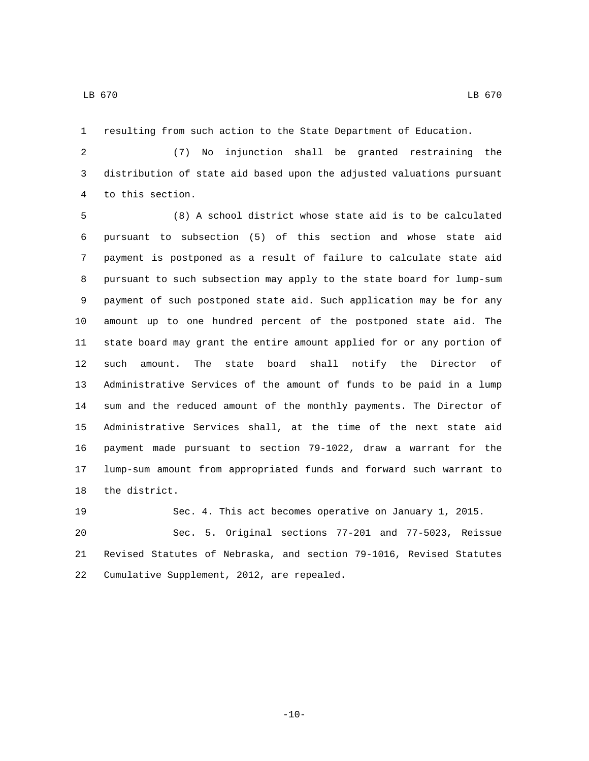resulting from such action to the State Department of Education.

(7) No injunction shall be granted restraining the distribution of state aid based upon the adjusted valuations pursuant to this section.

(8) A school district whose state aid is to be calculated pursuant to subsection (5) of this section and whose state aid payment is postponed as a result of failure to calculate state aid pursuant to such subsection may apply to the state board for lump-sum payment of such postponed state aid. Such application may be for any amount up to one hundred percent of the postponed state aid. The state board may grant the entire amount applied for or any portion of such amount. The state board shall notify the Director of Administrative Services of the amount of funds to be paid in a lump sum and the reduced amount of the monthly payments. The Director of Administrative Services shall, at the time of the next state aid payment made pursuant to section 79-1022, draw a warrant for the lump-sum amount from appropriated funds and forward such warrant to the district.

Sec. 4. This act becomes operative on January 1, 2015.

Sec. 5. Original sections 77-201 and 77-5023, Reissue Revised Statutes of Nebraska, and section 79-1016, Revised Statutes Cumulative Supplement, 2012, are repealed.